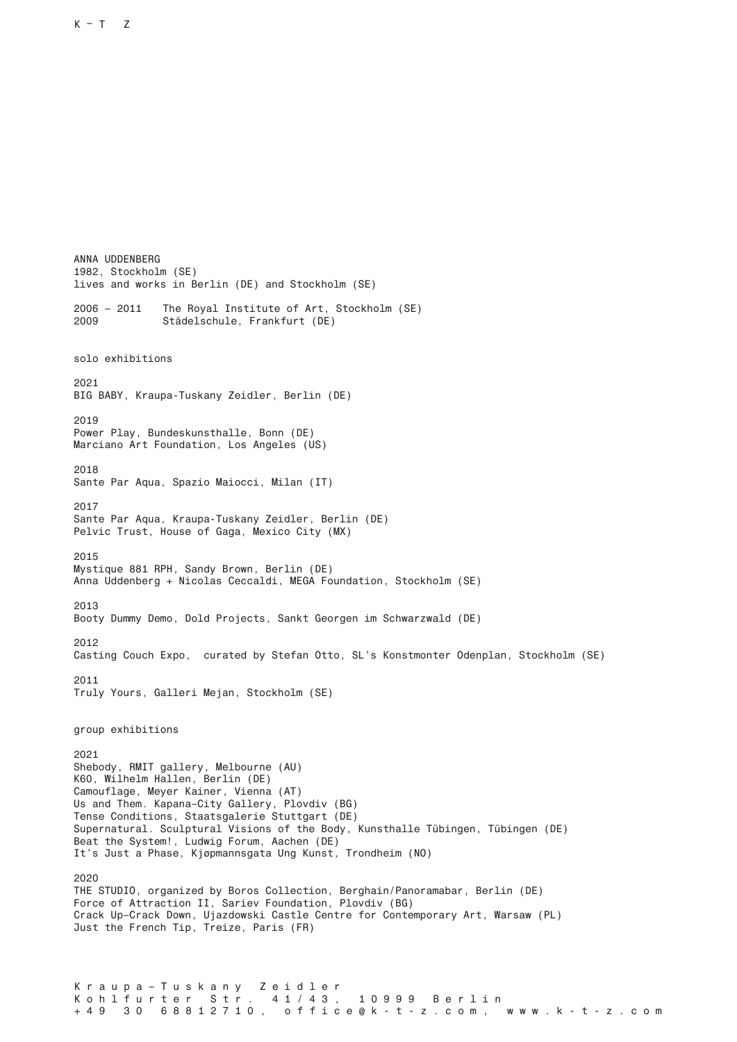ANNA UDDENBERG
1982, Stockholm (SE)
lives and works in Berlin (DE) and Stockholm (SE)

2006 – 2011 The Royal Institute of Art, Stockholm (SE)
2009 Städelschule, Frankfurt (DE)

## solo exhibitions

2021
BIG BABY, Kraupa-Tuskany Zeidler, Berlin (DE)

2019
Power Play, Bundeskunsthalle, Bonn (DE)
Marciano Art Foundation, Los Angeles (US)

2018
Sante Par Aqua, Spazio Maiocci, Milan (IT)

2017
Sante Par Aqua, Kraupa-Tuskany Zeidler, Berlin (DE)
Pelvic Trust, House of Gaga, Mexico City (MX)

2015
Mystique 881 RPH, Sandy Brown, Berlin (DE)
Anna Uddenberg + Nicolas Ceccaldi, MEGA Foundation, Stockholm (SE)

2013
Booty Dummy Demo, Dold Projects, Sankt Georgen im Schwarzwald (DE)

2012
Casting Couch Expo, curated by Stefan Otto, SL's Konstmonter Odenplan, Stockholm (SE)

2011
Truly Yours, Galleri Mejan, Stockholm (SE)

## group exhibitions

2021
Shebody, RMIT gallery, Melbourne (AU)
K60, Wilhelm Hallen, Berlin (DE)
Camouflage, Meyer Kainer, Vienna (AT)
Us and Them. Kapana–City Gallery, Plovdiv (BG)
Tense Conditions, Staatsgalerie Stuttgart (DE)
Supernatural. Sculptural Visions of the Body, Kunsthalle Tübingen, Tübingen (DE)
Beat the System!, Ludwig Forum, Aachen (DE)
It's Just a Phase, Kjøpmannsgata Ung Kunst, Trondheim (NO)

2020
THE STUDIO, organized by Boros Collection, Berghain/Panoramabar, Berlin (DE)
Force of Attraction II, Sariev Foundation, Plovdiv (BG)
Crack Up–Crack Down, Ujazdowski Castle Centre for Contemporary Art, Warsaw (PL)
Just the French Tip, Treize, Paris (FR)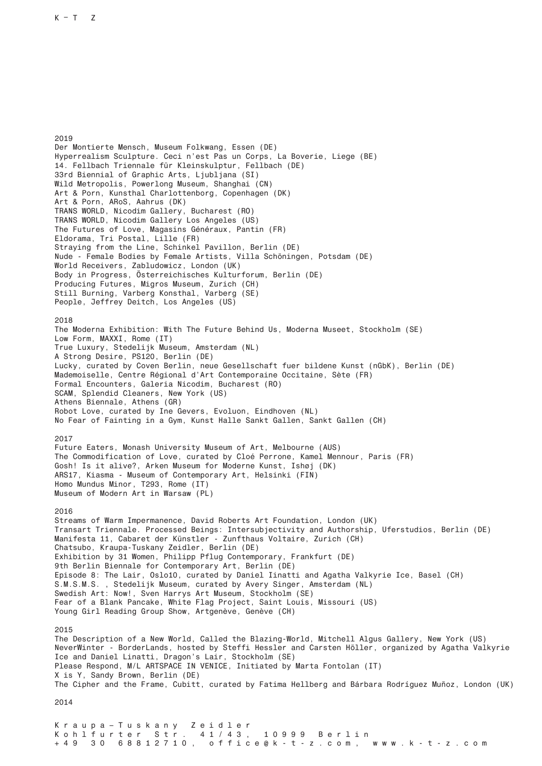2019

Der Montierte Mensch, Museum Folkwang, Essen (DE)
Hyperrealism Sculpture. Ceci n'est Pas un Corps, La Boverie, Liege (BE)
14. Fellbach Triennale für Kleinskulptur, Fellbach (DE)
33rd Biennial of Graphic Arts, Ljubljana (SI)
Wild Metropolis, Powerlong Museum, Shanghai (CN)
Art & Porn, Kunsthal Charlottenborg, Copenhagen (DK)
Art & Porn, ARoS, Aahrus (DK)
TRANS WORLD, Nicodim Gallery, Bucharest (RO)
TRANS WORLD, Nicodim Gallery Los Angeles (US)
The Futures of Love, Magasins Généraux, Pantin (FR)
Eldorama, Tri Postal, Lille (FR)
Straying from the Line, Schinkel Pavillon, Berlin (DE)
Nude - Female Bodies by Female Artists, Villa Schöningen, Potsdam (DE)
World Receivers, Zabludowicz, London (UK)
Body in Progress, Österreichisches Kulturforum, Berlin (DE)
Producing Futures, Migros Museum, Zurich (CH)
Still Burning, Varberg Konsthal, Varberg (SE)
People, Jeffrey Deitch, Los Angeles (US)

2018

The Moderna Exhibition: With The Future Behind Us, Moderna Museet, Stockholm (SE)
Low Form, MAXXI, Rome (IT)
True Luxury, Stedelijk Museum, Amsterdam (NL)
A Strong Desire, PS120, Berlin (DE)
Lucky, curated by Coven Berlin, neue Gesellschaft fuer bildene Kunst (nGbK), Berlin (DE)
Mademoiselle, Centre Régional d'Art Contemporaine Occitaine, Sète (FR)
Formal Encounters, Galeria Nicodim, Bucharest (RO)
SCAM, Splendid Cleaners, New York (US)
Athens Biennale, Athens (GR)
Robot Love, curated by Ine Gevers, Evoluon, Eindhoven (NL)
No Fear of Fainting in a Gym, Kunst Halle Sankt Gallen, Sankt Gallen (CH)

2017

Future Eaters, Monash University Museum of Art, Melbourne (AUS)
The Commodification of Love, curated by Cloé Perrone, Kamel Mennour, Paris (FR)
Gosh! Is it alive?, Arken Museum for Moderne Kunst, Ishøj (DK)
ARS17, Kiasma - Museum of Contemporary Art, Helsinki (FIN)
Homo Mundus Minor, T293, Rome (IT)
Museum of Modern Art in Warsaw (PL)

2016

Streams of Warm Impermanence, David Roberts Art Foundation, London (UK)
Transart Triennale. Processed Beings: Intersubjectivity and Authorship, Uferstudios, Berlin (DE)
Manifesta 11, Cabaret der Künstler - Zunfthaus Voltaire, Zurich (CH)
Chatsubo, Kraupa-Tuskany Zeidler, Berlin (DE)
Exhibition by 31 Women, Philipp Pflug Contemporary, Frankfurt (DE)
9th Berlin Biennale for Contemporary Art, Berlin (DE)
Episode 8: The Lair, Oslo10, curated by Daniel Iinatti and Agatha Valkyrie Ice, Basel (CH)
S.M.S.M.S. , Stedelijk Museum, curated by Avery Singer, Amsterdam (NL)
Swedish Art: Now!, Sven Harrys Art Museum, Stockholm (SE)
Fear of a Blank Pancake, White Flag Project, Saint Louis, Missouri (US)
Young Girl Reading Group Show, Artgenève, Genève (CH)

2015

The Description of a New World, Called the Blazing-World, Mitchell Algus Gallery, New York (US)
NeverWinter - BorderLands, hosted by Steffi Hessler and Carsten Höller, organized by Agatha Valkyrie Ice and Daniel Linatti, Dragon's Lair, Stockholm (SE)
Please Respond, M/L ARTSPACE IN VENICE, Initiated by Marta Fontolan (IT)
X is Y, Sandy Brown, Berlin (DE)
The Cipher and the Frame, Cubitt, curated by Fatima Hellberg and Bárbara Rodríguez Muñoz, London (UK)

2014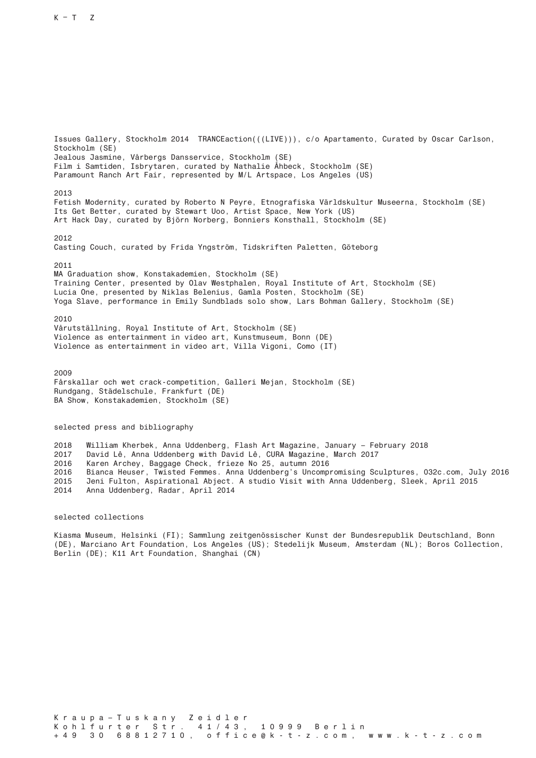Issues Gallery, Stockholm 2014 TRANCEaction(((LIVE))), c/o Apartamento, Curated by Oscar Carlson, Stockholm (SE)
Jealous Jasmine, Vårbergs Dansservice, Stockholm (SE)
Film i Samtiden, Isbrytaren, curated by Nathalie Åhbeck, Stockholm (SE)
Paramount Ranch Art Fair, represented by M/L Artspace, Los Angeles (US)

2013
Fetish Modernity, curated by Roberto N Peyre, Etnografiska Världskultur Museerna, Stockholm (SE)
Its Get Better, curated by Stewart Uoo, Artist Space, New York (US)
Art Hack Day, curated by Björn Norberg, Bonniers Konsthall, Stockholm (SE)

2012
Casting Couch, curated by Frida Yngström, Tidskriften Paletten, Göteborg

2011
MA Graduation show, Konstakademien, Stockholm (SE)
Training Center, presented by Olav Westphalen, Royal Institute of Art, Stockholm (SE)
Lucia One, presented by Niklas Belenius, Gamla Posten, Stockholm (SE)
Yoga Slave, performance in Emily Sundblads solo show, Lars Bohman Gallery, Stockholm (SE)

2010
Vårutställning, Royal Institute of Art, Stockholm (SE)
Violence as entertainment in video art, Kunstmuseum, Bonn (DE)
Violence as entertainment in video art, Villa Vigoni, Como (IT)

2009
Fårskallar och wet crack-competition, Galleri Mejan, Stockholm (SE)
Rundgang, Städelschule, Frankfurt (DE)
BA Show, Konstakademien, Stockholm (SE)

## selected press and bibliography

2018 William Kherbek, Anna Uddenberg, Flash Art Magazine, January – February 2018
2017 David Lê, Anna Uddenberg with David Lê, CURA Magazine, March 2017
2016 Karen Archey, Baggage Check, frieze No 25, autumn 2016
2016 Bianca Heuser, Twisted Femmes. Anna Uddenberg's Uncompromising Sculptures, 032c.com, July 2016
2015 Jeni Fulton, Aspirational Abject. A studio Visit with Anna Uddenberg, Sleek, April 2015
2014 Anna Uddenberg, Radar, April 2014

## selected collections

Kiasma Museum, Helsinki (FI); Sammlung zeitgenössischer Kunst der Bundesrepublik Deutschland, Bonn (DE), Marciano Art Foundation, Los Angeles (US); Stedelijk Museum, Amsterdam (NL); Boros Collection, Berlin (DE); K11 Art Foundation, Shanghai (CN)